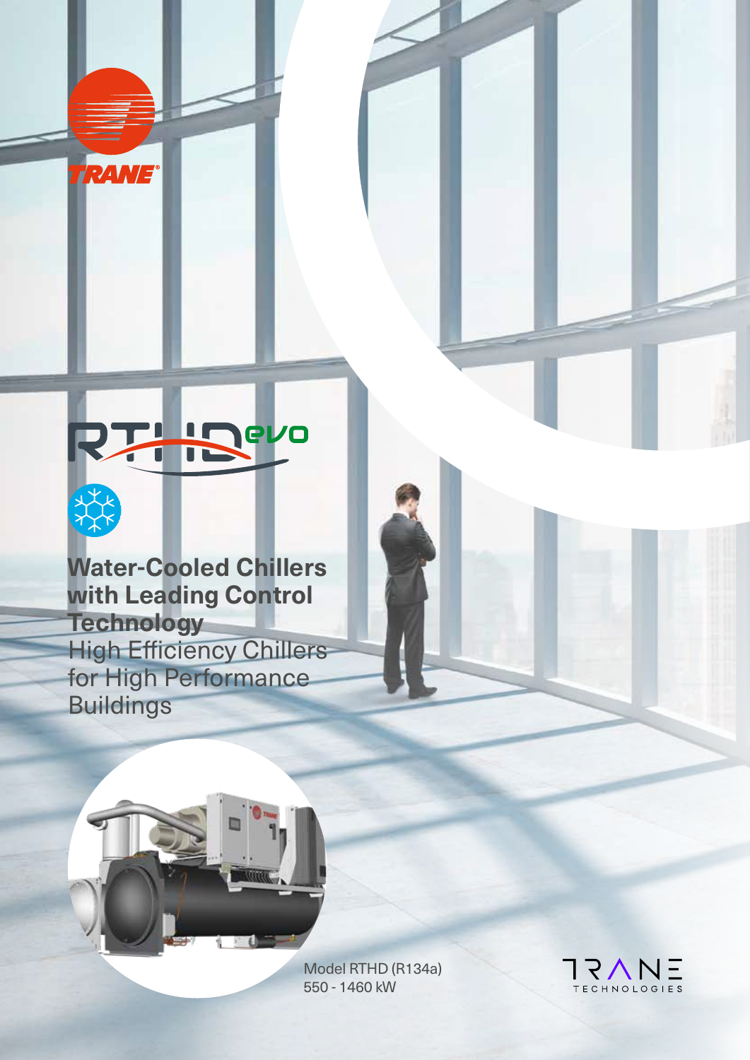TRANE

RTHD evo

# Water-Cooled Chillers with Leading Control Technology

High Efficiency Chillers for High Performance Buildings

Model RTHD (R134a)
550 - 1460 kW

TRANE TECHNOLOGIES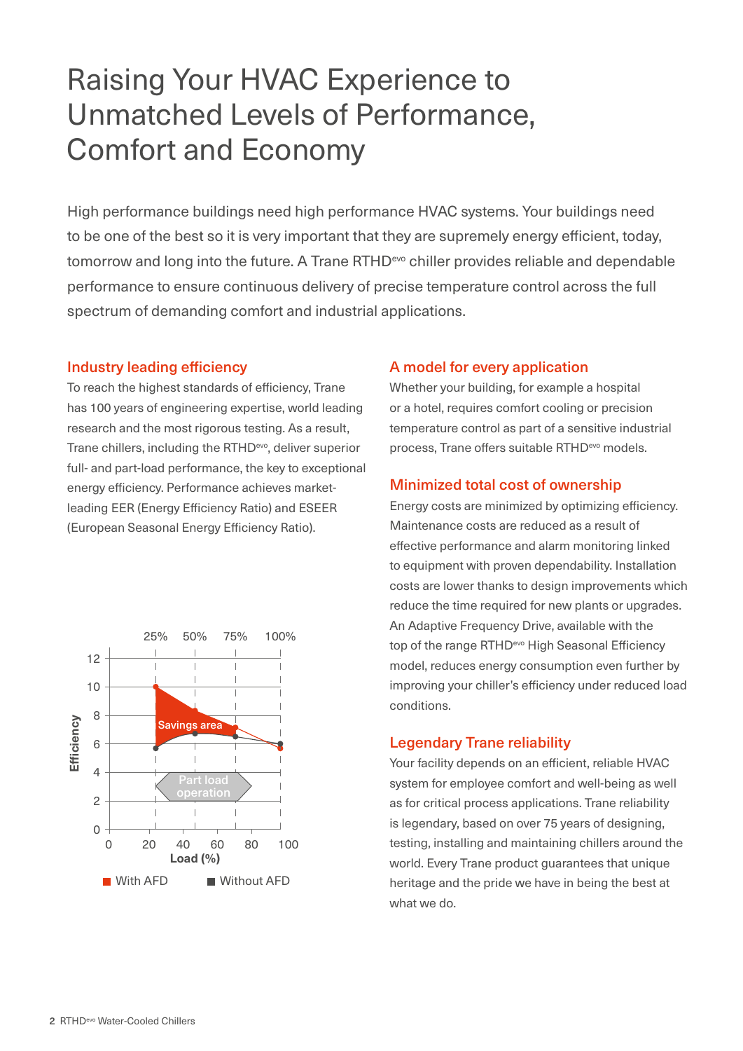# Raising Your HVAC Experience to Unmatched Levels of Performance, Comfort and Economy

High performance buildings need high performance HVAC systems. Your buildings need to be one of the best so it is very important that they are supremely energy efficient, today, tomorrow and long into the future. A Trane RTHD[evo] chiller provides reliable and dependable performance to ensure continuous delivery of precise temperature control across the full spectrum of demanding comfort and industrial applications.

## Industry leading efficiency

To reach the highest standards of efficiency, Trane has 100 years of engineering expertise, world leading research and the most rigorous testing. As a result, Trane chillers, including the RTHD[evo], deliver superior full- and part-load performance, the key to exceptional energy efficiency. Performance achieves market-leading EER (Energy Efficiency Ratio) and ESEER (European Seasonal Energy Efficiency Ratio).

25% 50% 75% 100%

Efficiency

Savings area

Part load operation

Load (%)

With AFD  Without AFD

## A model for every application

Whether your building, for example a hospital or a hotel, requires comfort cooling or precision temperature control as part of a sensitive industrial process, Trane offers suitable RTHD[evo] models.

## Minimized total cost of ownership

Energy costs are minimized by optimizing efficiency. Maintenance costs are reduced as a result of effective performance and alarm monitoring linked to equipment with proven dependability. Installation costs are lower thanks to design improvements which reduce the time required for new plants or upgrades. An Adaptive Frequency Drive, available with the top of the range RTHD[evo] High Seasonal Efficiency model, reduces energy consumption even further by improving your chiller's efficiency under reduced load conditions.

## Legendary Trane reliability

Your facility depends on an efficient, reliable HVAC system for employee comfort and well-being as well as for critical process applications. Trane reliability is legendary, based on over 75 years of designing, testing, installing and maintaining chillers around the world. Every Trane product guarantees that unique heritage and the pride we have in being the best at what we do.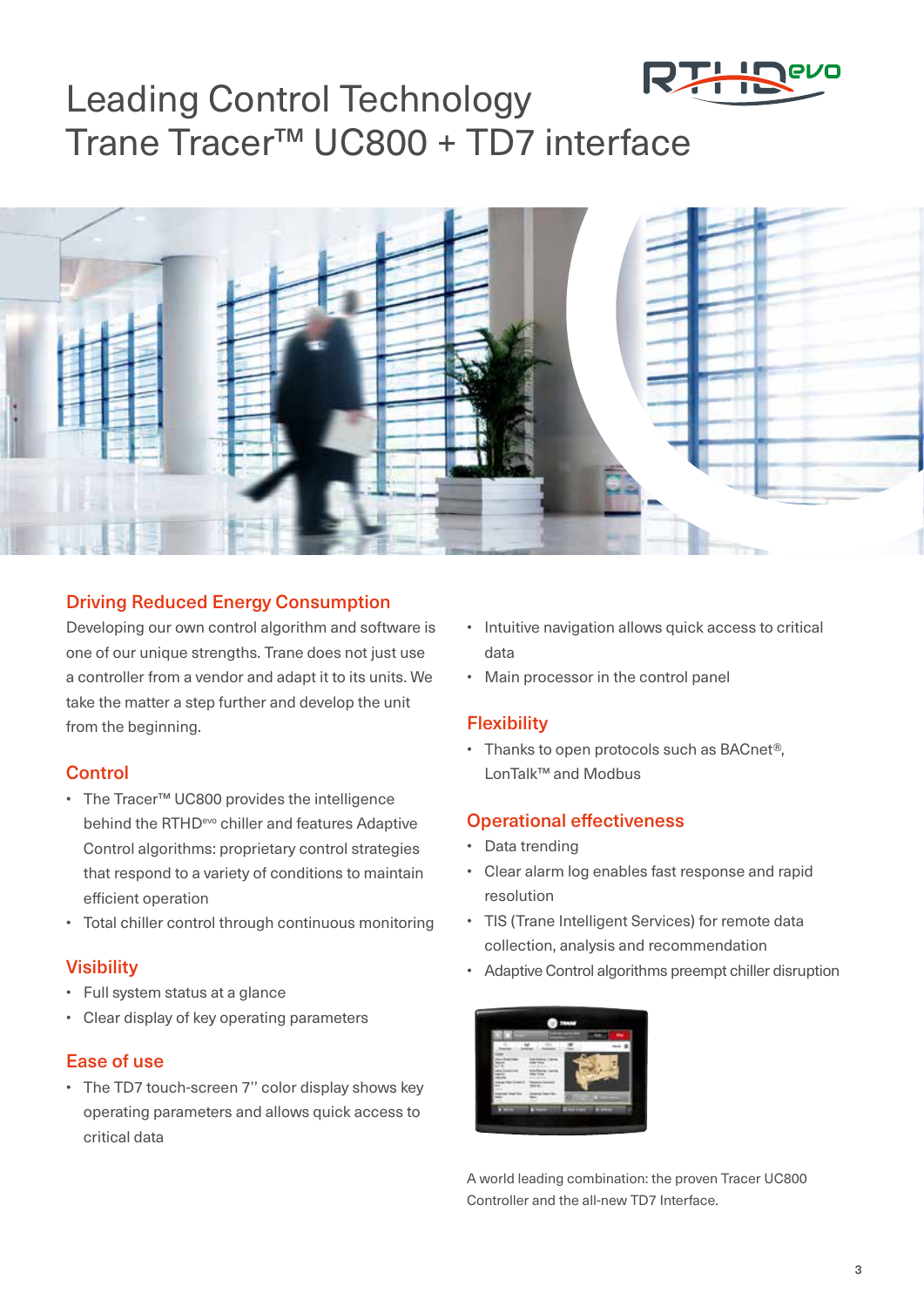# Leading Control Technology
# Trane Tracer™ UC800 + TD7 interface

## Driving Reduced Energy Consumption

Developing our own control algorithm and software is one of our unique strengths. Trane does not just use a controller from a vendor and adapt it to its units. We take the matter a step further and develop the unit from the beginning.

## Control

- The Tracer™ UC800 provides the intelligence behind the RTHD$^{evo}$ chiller and features Adaptive Control algorithms: proprietary control strategies that respond to a variety of conditions to maintain efficient operation
- Total chiller control through continuous monitoring

## Visibility

- Full system status at a glance
- Clear display of key operating parameters

## Ease of use

- The TD7 touch-screen 7'' color display shows key operating parameters and allows quick access to critical data
- Intuitive navigation allows quick access to critical data
- Main processor in the control panel

## Flexibility

- Thanks to open protocols such as BACnet®, LonTalk™ and Modbus

## Operational effectiveness

- Data trending
- Clear alarm log enables fast response and rapid resolution
- TIS (Trane Intelligent Services) for remote data collection, analysis and recommendation
- Adaptive Control algorithms preempt chiller disruption

A world leading combination: the proven Tracer UC800 Controller and the all-new TD7 Interface.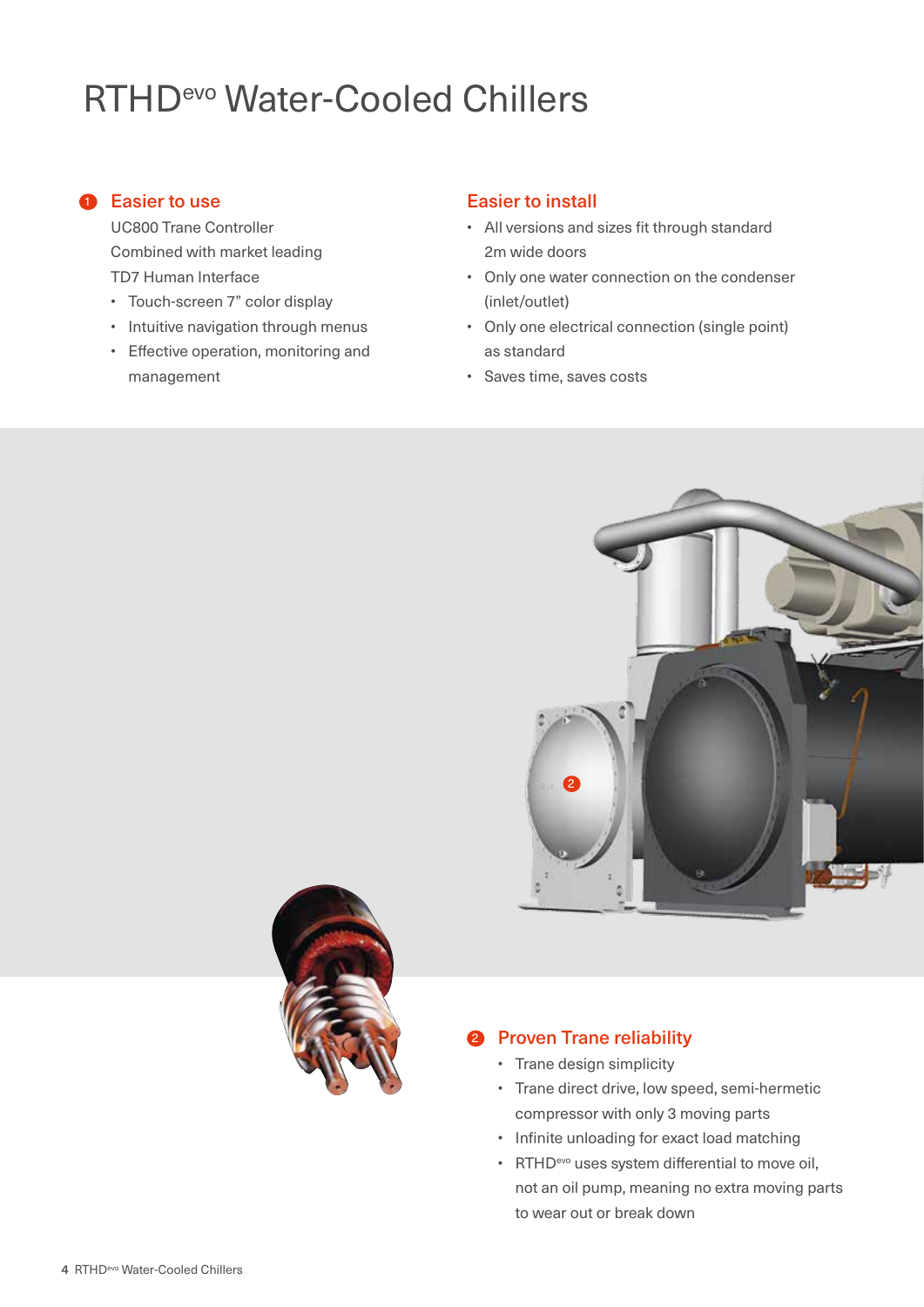# RTHD$^{evo}$ Water-Cooled Chillers

## 1 Easier to use

UC800 Trane Controller
Combined with market leading
TD7 Human Interface

- Touch-screen 7" color display
- Intuitive navigation through menus
- Effective operation, monitoring and management

## Easier to install

- All versions and sizes fit through standard 2m wide doors
- Only one water connection on the condenser (inlet/outlet)
- Only one electrical connection (single point) as standard
- Saves time, saves costs

## 2 Proven Trane reliability

- Trane design simplicity
- Trane direct drive, low speed, semi-hermetic compressor with only 3 moving parts
- Infinite unloading for exact load matching
- RTHD$^{evo}$ uses system differential to move oil, not an oil pump, meaning no extra moving parts to wear out or break down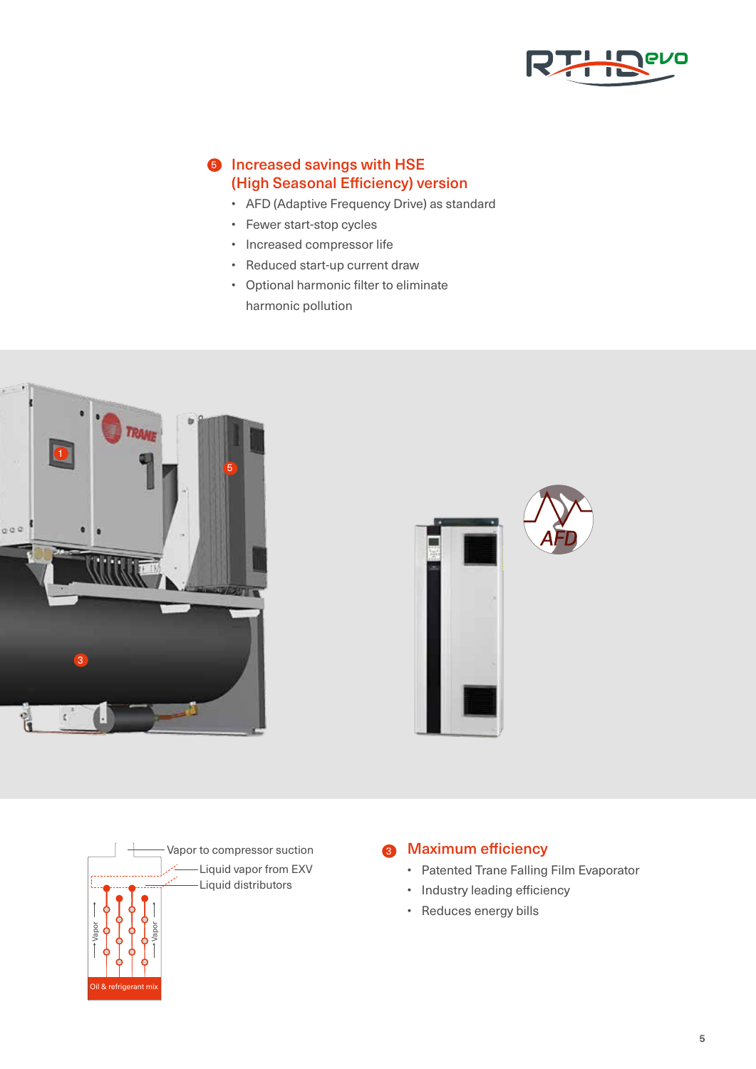## 5 Increased savings with HSE (High Seasonal Efficiency) version

- AFD (Adaptive Frequency Drive) as standard
- Fewer start-stop cycles
- Increased compressor life
- Reduced start-up current draw
- Optional harmonic filter to eliminate harmonic pollution

Vapor to compressor suction

Liquid vapor from EXV

Liquid distributors

Vapor

Vapor

Oil & refrigerant mix

## 3 Maximum efficiency

- Patented Trane Falling Film Evaporator
- Industry leading efficiency
- Reduces energy bills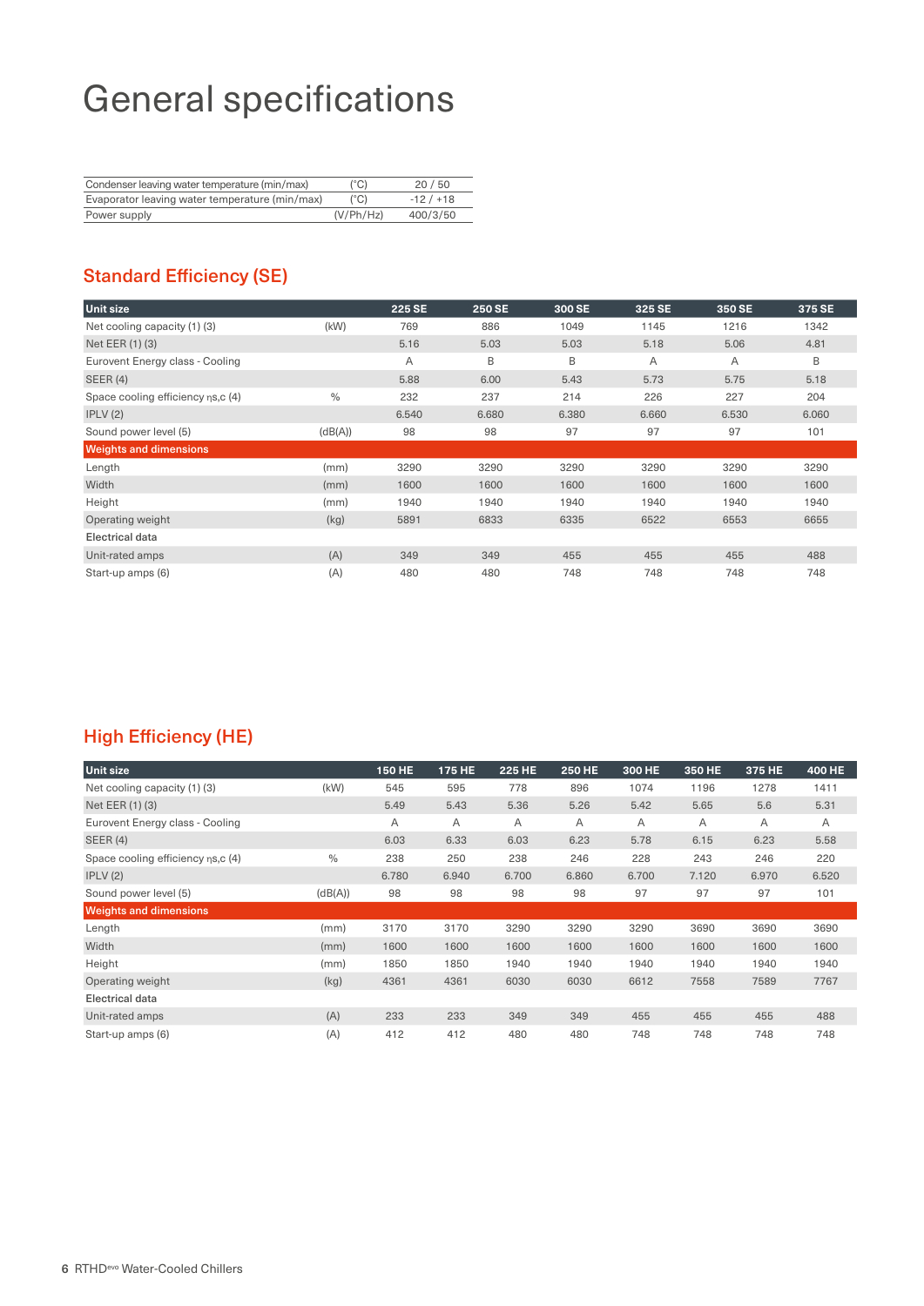# General specifications

| | | |
|---|---|---|
| Condenser leaving water temperature (min/max) | (°C) | 20 / 50 |
| Evaporator leaving water temperature (min/max) | (°C) | -12 / +18 |
| Power supply | (V/Ph/Hz) | 400/3/50 |

## Standard Efficiency (SE)

| Unit size | | 225 SE | 250 SE | 300 SE | 325 SE | 350 SE | 375 SE |
|---|---|---|---|---|---|---|---|
| Net cooling capacity (1) (3) | (kW) | 769 | 886 | 1049 | 1145 | 1216 | 1342 |
| Net EER (1) (3) | | 5.16 | 5.03 | 5.03 | 5.18 | 5.06 | 4.81 |
| Eurovent Energy class - Cooling | | A | B | B | A | A | B |
| SEER (4) | | 5.88 | 6.00 | 5.43 | 5.73 | 5.75 | 5.18 |
| Space cooling efficiency $\eta_{s,c}$ (4) | % | 232 | 237 | 214 | 226 | 227 | 204 |
| IPLV (2) | | 6.540 | 6.680 | 6.380 | 6.660 | 6.530 | 6.060 |
| Sound power level (5) | (dB(A)) | 98 | 98 | 97 | 97 | 97 | 101 |
| **Weights and dimensions** | | | | | | | |
| Length | (mm) | 3290 | 3290 | 3290 | 3290 | 3290 | 3290 |
| Width | (mm) | 1600 | 1600 | 1600 | 1600 | 1600 | 1600 |
| Height | (mm) | 1940 | 1940 | 1940 | 1940 | 1940 | 1940 |
| Operating weight | (kg) | 5891 | 6833 | 6335 | 6522 | 6553 | 6655 |
| **Electrical data** | | | | | | | |
| Unit-rated amps | (A) | 349 | 349 | 455 | 455 | 455 | 488 |
| Start-up amps (6) | (A) | 480 | 480 | 748 | 748 | 748 | 748 |

## High Efficiency (HE)

| Unit size | | 150 HE | 175 HE | 225 HE | 250 HE | 300 HE | 350 HE | 375 HE | 400 HE |
|---|---|---|---|---|---|---|---|---|---|
| Net cooling capacity (1) (3) | (kW) | 545 | 595 | 778 | 896 | 1074 | 1196 | 1278 | 1411 |
| Net EER (1) (3) | | 5.49 | 5.43 | 5.36 | 5.26 | 5.42 | 5.65 | 5.6 | 5.31 |
| Eurovent Energy class - Cooling | | A | A | A | A | A | A | A | A |
| SEER (4) | | 6.03 | 6.33 | 6.03 | 6.23 | 5.78 | 6.15 | 6.23 | 5.58 |
| Space cooling efficiency $\eta_{s,c}$ (4) | % | 238 | 250 | 238 | 246 | 228 | 243 | 246 | 220 |
| IPLV (2) | | 6.780 | 6.940 | 6.700 | 6.860 | 6.700 | 7.120 | 6.970 | 6.520 |
| Sound power level (5) | (dB(A)) | 98 | 98 | 98 | 98 | 97 | 97 | 97 | 101 |
| **Weights and dimensions** | | | | | | | | | |
| Length | (mm) | 3170 | 3170 | 3290 | 3290 | 3290 | 3690 | 3690 | 3690 |
| Width | (mm) | 1600 | 1600 | 1600 | 1600 | 1600 | 1600 | 1600 | 1600 |
| Height | (mm) | 1850 | 1850 | 1940 | 1940 | 1940 | 1940 | 1940 | 1940 |
| Operating weight | (kg) | 4361 | 4361 | 6030 | 6030 | 6612 | 7558 | 7589 | 7767 |
| **Electrical data** | | | | | | | | | |
| Unit-rated amps | (A) | 233 | 233 | 349 | 349 | 455 | 455 | 455 | 488 |
| Start-up amps (6) | (A) | 412 | 412 | 480 | 480 | 748 | 748 | 748 | 748 |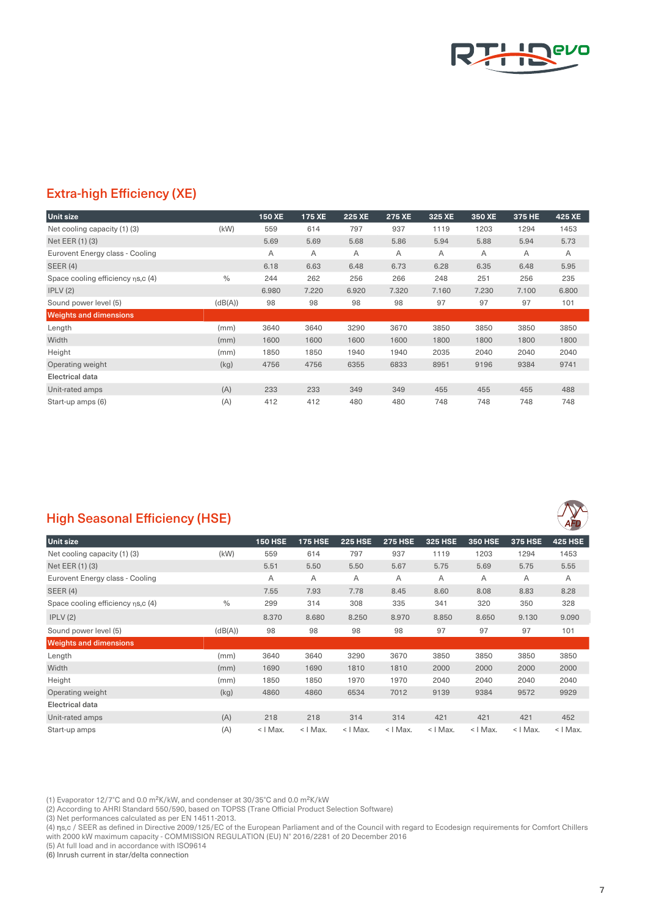## Extra-high Efficiency (XE)

| Unit size | | 150 XE | 175 XE | 225 XE | 275 XE | 325 XE | 350 XE | 375 HE | 425 XE |
|---|---|---|---|---|---|---|---|---|---|
| Net cooling capacity (1) (3) | (kW) | 559 | 614 | 797 | 937 | 1119 | 1203 | 1294 | 1453 |
| Net EER (1) (3) | | 5.69 | 5.69 | 5.68 | 5.86 | 5.94 | 5.88 | 5.94 | 5.73 |
| Eurovent Energy class - Cooling | | A | A | A | A | A | A | A | A |
| SEER (4) | | 6.18 | 6.63 | 6.48 | 6.73 | 6.28 | 6.35 | 6.48 | 5.95 |
| Space cooling efficiency ηs,c (4) | % | 244 | 262 | 256 | 266 | 248 | 251 | 256 | 235 |
| IPLV (2) | | 6.980 | 7.220 | 6.920 | 7.320 | 7.160 | 7.230 | 7.100 | 6.800 |
| Sound power level (5) | (dB(A)) | 98 | 98 | 98 | 98 | 97 | 97 | 97 | 101 |
| **Weights and dimensions** | | | | | | | | | |
| Length | (mm) | 3640 | 3640 | 3290 | 3670 | 3850 | 3850 | 3850 | 3850 |
| Width | (mm) | 1600 | 1600 | 1600 | 1600 | 1800 | 1800 | 1800 | 1800 |
| Height | (mm) | 1850 | 1850 | 1940 | 1940 | 2035 | 2040 | 2040 | 2040 |
| Operating weight | (kg) | 4756 | 4756 | 6355 | 6833 | 8951 | 9196 | 9384 | 9741 |
| **Electrical data** | | | | | | | | | |
| Unit-rated amps | (A) | 233 | 233 | 349 | 349 | 455 | 455 | 455 | 488 |
| Start-up amps (6) | (A) | 412 | 412 | 480 | 480 | 748 | 748 | 748 | 748 |

## High Seasonal Efficiency (HSE)

| Unit size | | 150 HSE | 175 HSE | 225 HSE | 275 HSE | 325 HSE | 350 HSE | 375 HSE | 425 HSE |
|---|---|---|---|---|---|---|---|---|---|
| Net cooling capacity (1) (3) | (kW) | 559 | 614 | 797 | 937 | 1119 | 1203 | 1294 | 1453 |
| Net EER (1) (3) | | 5.51 | 5.50 | 5.50 | 5.67 | 5.75 | 5.69 | 5.75 | 5.55 |
| Eurovent Energy class - Cooling | | A | A | A | A | A | A | A | A |
| SEER (4) | | 7.55 | 7.93 | 7.78 | 8.45 | 8.60 | 8.08 | 8.83 | 8.28 |
| Space cooling efficiency ηs,c (4) | % | 299 | 314 | 308 | 335 | 341 | 320 | 350 | 328 |
| IPLV (2) | | 8.370 | 8.680 | 8.250 | 8.970 | 8.850 | 8.650 | 9.130 | 9.090 |
| Sound power level (5) | (dB(A)) | 98 | 98 | 98 | 98 | 97 | 97 | 97 | 101 |
| **Weights and dimensions** | | | | | | | | | |
| Length | (mm) | 3640 | 3640 | 3290 | 3670 | 3850 | 3850 | 3850 | 3850 |
| Width | (mm) | 1690 | 1690 | 1810 | 1810 | 2000 | 2000 | 2000 | 2000 |
| Height | (mm) | 1850 | 1850 | 1970 | 1970 | 2040 | 2040 | 2040 | 2040 |
| Operating weight | (kg) | 4860 | 4860 | 6534 | 7012 | 9139 | 9384 | 9572 | 9929 |
| **Electrical data** | | | | | | | | | |
| Unit-rated amps | (A) | 218 | 218 | 314 | 314 | 421 | 421 | 421 | 452 |
| Start-up amps | (A) | < I Max. | < I Max. | < I Max. | < I Max. | < I Max. | < I Max. | < I Max. | < I Max. |

(1) Evaporator 12/7°C and 0.0 m²K/kW, and condenser at 30/35°C and 0.0 m²K/kW
(2) According to AHRI Standard 550/590, based on TOPSS (Trane Official Product Selection Software)
(3) Net performances calculated as per EN 14511-2013.
(4) ηs,c / SEER as defined in Directive 2009/125/EC of the European Parliament and of the Council with regard to Ecodesign requirements for Comfort Chillers with 2000 kW maximum capacity - COMMISSION REGULATION (EU) N° 2016/2281 of 20 December 2016
(5) At full load and in accordance with ISO9614
(6) Inrush current in star/delta connection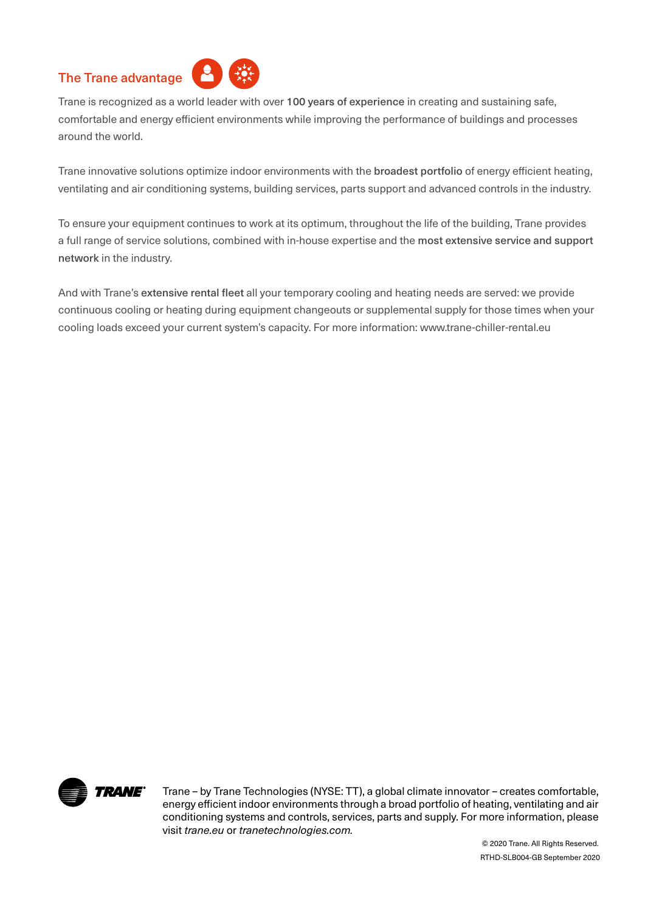## The Trane advantage

Trane is recognized as a world leader with over **100 years of experience** in creating and sustaining safe, comfortable and energy efficient environments while improving the performance of buildings and processes around the world.

Trane innovative solutions optimize indoor environments with the **broadest portfolio** of energy efficient heating, ventilating and air conditioning systems, building services, parts support and advanced controls in the industry.

To ensure your equipment continues to work at its optimum, throughout the life of the building, Trane provides a full range of service solutions, combined with in-house expertise and the **most extensive service and support network** in the industry.

And with Trane's **extensive rental fleet** all your temporary cooling and heating needs are served: we provide continuous cooling or heating during equipment changeouts or supplemental supply for those times when your cooling loads exceed your current system's capacity. For more information: www.trane-chiller-rental.eu

Trane – by Trane Technologies (NYSE: TT), a global climate innovator – creates comfortable, energy efficient indoor environments through a broad portfolio of heating, ventilating and air conditioning systems and controls, services, parts and supply. For more information, please visit *trane.eu* or *tranetechnologies.com.*

© 2020 Trane. All Rights Reserved.

RTHD-SLB004-GB September 2020